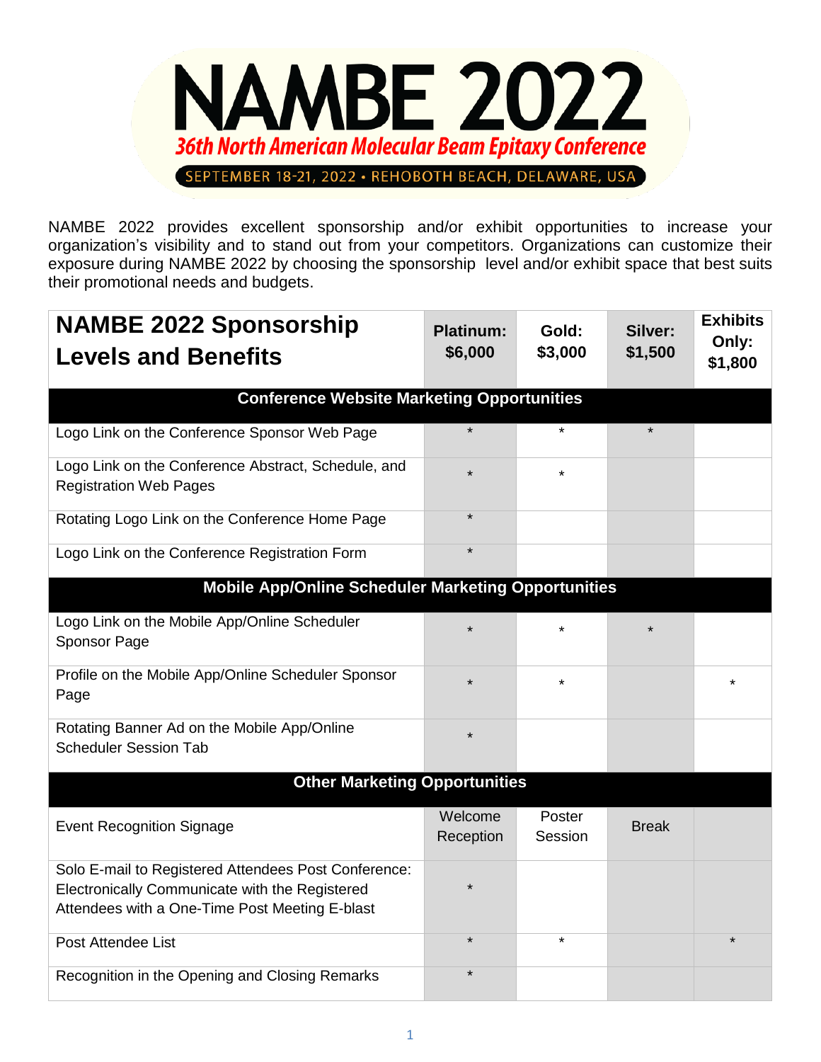# NAMBE 2022

*36th North American Molecular Beam Epitaxy Conference*

SEPTEMBER 18-21, 2022 • REHOBOTH BEACH, DELAWARE, USA

NAMBE 2022 provides excellent sponsorship and/or exhibit opportunities to increase your organization's visibility and to stand out from your competitors. Organizations can customize their exposure during NAMBE 2022 by choosing the sponsorship level and/or exhibit space that best suits their promotional needs and budgets.

| **NAMBE 2022 Sponsorship Levels and Benefits** | **Platinum: $6,000** | **Gold: $3,000** | **Silver: $1,500** | **Exhibits Only: $1,800** |
|---|---|---|---|---|
| **Conference Website Marketing Opportunities** | | | | |
| Logo Link on the Conference Sponsor Web Page | * | * | * | |
| Logo Link on the Conference Abstract, Schedule, and Registration Web Pages | * | * | | |
| Rotating Logo Link on the Conference Home Page | * | | | |
| Logo Link on the Conference Registration Form | * | | | |
| **Mobile App/Online Scheduler Marketing Opportunities** | | | | |
| Logo Link on the Mobile App/Online Scheduler Sponsor Page | * | * | * | |
| Profile on the Mobile App/Online Scheduler Sponsor Page | * | * | | * |
| Rotating Banner Ad on the Mobile App/Online Scheduler Session Tab | * | | | |
| **Other Marketing Opportunities** | | | | |
| Event Recognition Signage | Welcome Reception | Poster Session | Break | |
| Solo E-mail to Registered Attendees Post Conference: Electronically Communicate with the Registered Attendees with a One-Time Post Meeting E-blast | * | | | |
| Post Attendee List | * | * | | * |
| Recognition in the Opening and Closing Remarks | * | | | |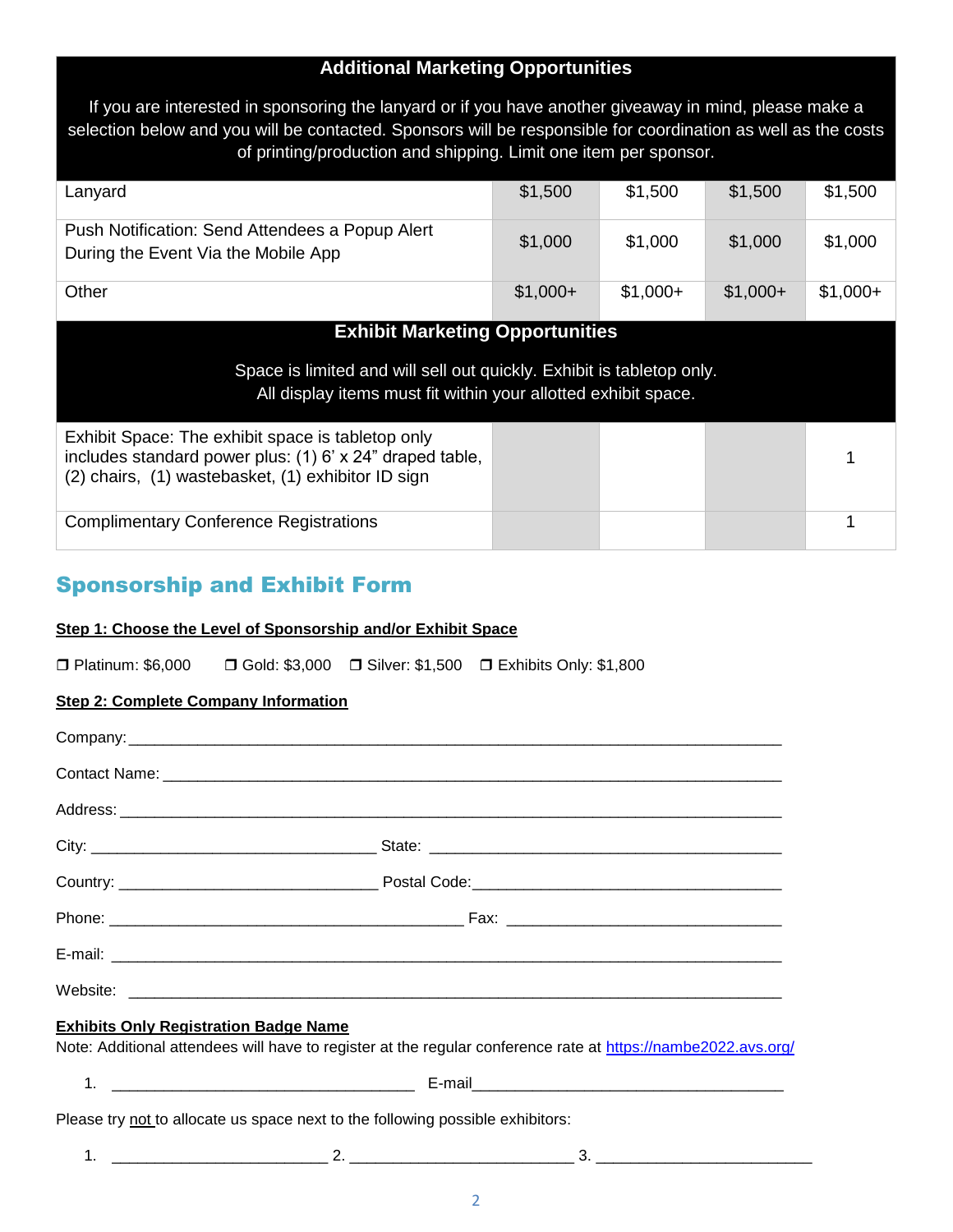| Additional Marketing Opportunities | | | | |
|---|---|---|---|---|
| If you are interested in sponsoring the lanyard or if you have another giveaway in mind, please make a selection below and you will be contacted. Sponsors will be responsible for coordination as well as the costs of printing/production and shipping. Limit one item per sponsor. | | | | |
| Lanyard | $1,500 | $1,500 | $1,500 | $1,500 |
| Push Notification: Send Attendees a Popup Alert During the Event Via the Mobile App | $1,000 | $1,000 | $1,000 | $1,000 |
| Other | $1,000+ | $1,000+ | $1,000+ | $1,000+ |
| **Exhibit Marketing Opportunities** | | | | |
| Space is limited and will sell out quickly. Exhibit is tabletop only. All display items must fit within your allotted exhibit space. | | | | |
| Exhibit Space: The exhibit space is tabletop only includes standard power plus: (1) 6' x 24" draped table, (2) chairs, (1) wastebasket, (1) exhibitor ID sign | | | | 1 |
| Complimentary Conference Registrations | | | | 1 |

## Sponsorship and Exhibit Form

**Step 1: Choose the Level of Sponsorship and/or Exhibit Space**

❒ Platinum: $6,000 ❒ Gold: $3,000 ❒ Silver: $1,500 ❒ Exhibits Only: $1,800

**Step 2: Complete Company Information**

Company: ______________________________________________________________

Contact Name: __________________________________________________________

Address: _______________________________________________________________

City: ____________________________ State: __________________________________

Country: __________________________ Postal Code: ____________________________

Phone: ____________________________________ Fax: __________________________

E-mail: ________________________________________________________________

Website: _______________________________________________________________

**Exhibits Only Registration Badge Name**

Note: Additional attendees will have to register at the regular conference rate at https://nambe2022.avs.org/

1. ______________________________ E-mail______________________________

Please try not to allocate us space next to the following possible exhibitors:

1. ______________________ 2. ______________________ 3. ______________________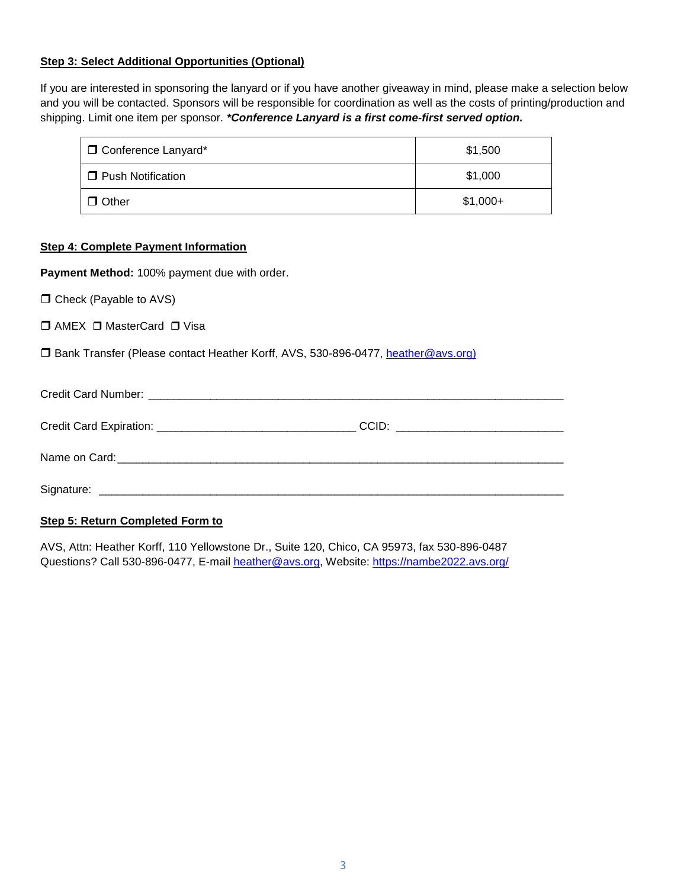**Step 3: Select Additional Opportunities (Optional)**

If you are interested in sponsoring the lanyard or if you have another giveaway in mind, please make a selection below and you will be contacted. Sponsors will be responsible for coordination as well as the costs of printing/production and shipping. Limit one item per sponsor. ***Conference Lanyard is a first come-first served option.**

| | |
|---|---|
| ❒ Conference Lanyard* | $1,500 |
| ❒ Push Notification | $1,000 |
| ❒ Other | $1,000+ |

**Step 4: Complete Payment Information**

**Payment Method:** 100% payment due with order.

❒ Check (Payable to AVS)

❒ AMEX ❒ MasterCard ❒ Visa

❒ Bank Transfer (Please contact Heather Korff, AVS, 530-896-0477, heather@avs.org)

Credit Card Number: ___________________________________________________________________

Credit Card Expiration: ______________________________ CCID: __________________________

Name on Card: _____________________________________________________________________

Signature: ________________________________________________________________________

**Step 5: Return Completed Form to**

AVS, Attn: Heather Korff, 110 Yellowstone Dr., Suite 120, Chico, CA 95973, fax 530-896-0487
Questions? Call 530-896-0477, E-mail heather@avs.org, Website: https://nambe2022.avs.org/